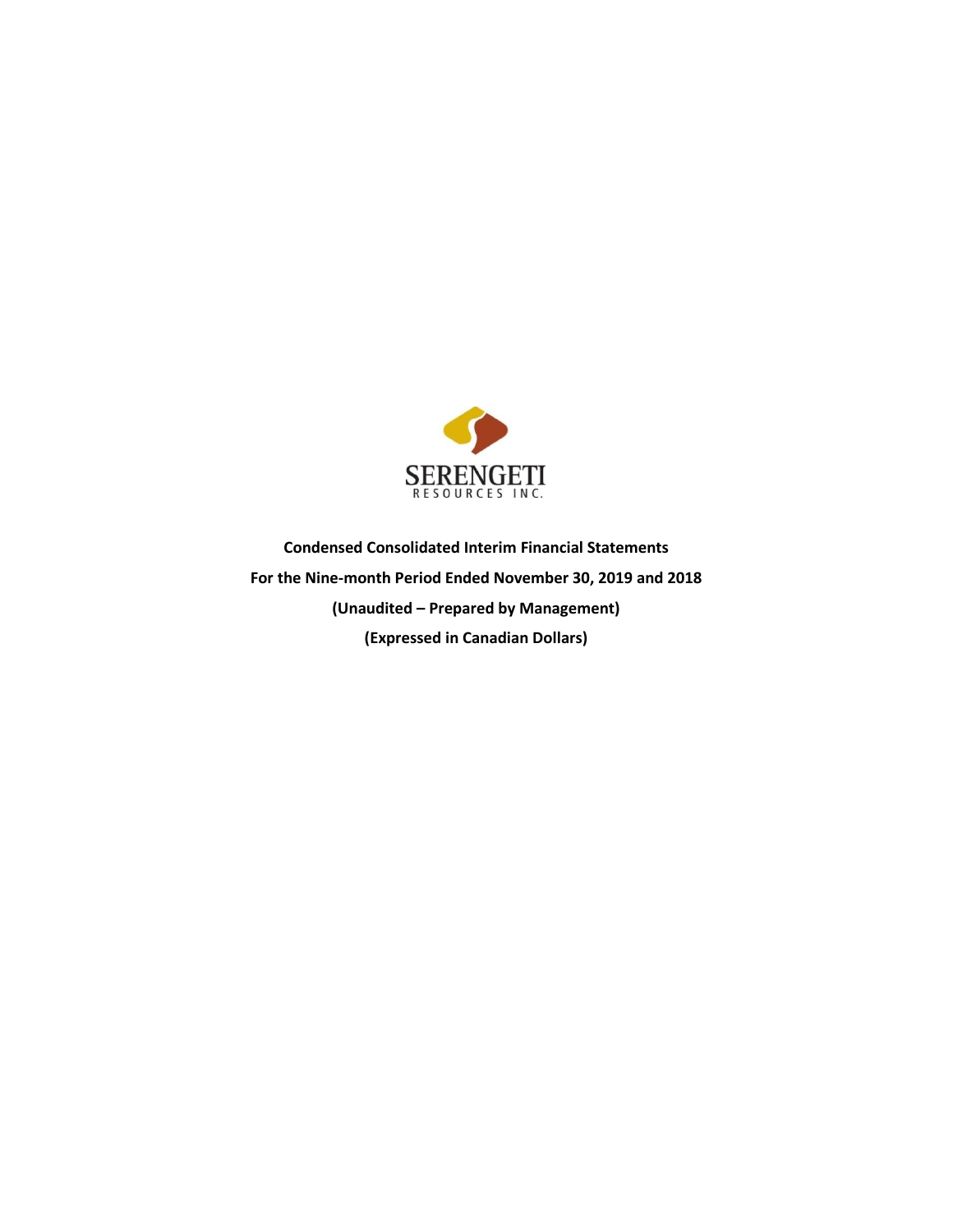SERENGETI

RESOURCES INC.

**Condensed Consolidated Interim Financial Statements**

**For the Nine-month Period Ended November 30, 2019 and 2018**

**(Unaudited – Prepared by Management)**

**(Expressed in Canadian Dollars)**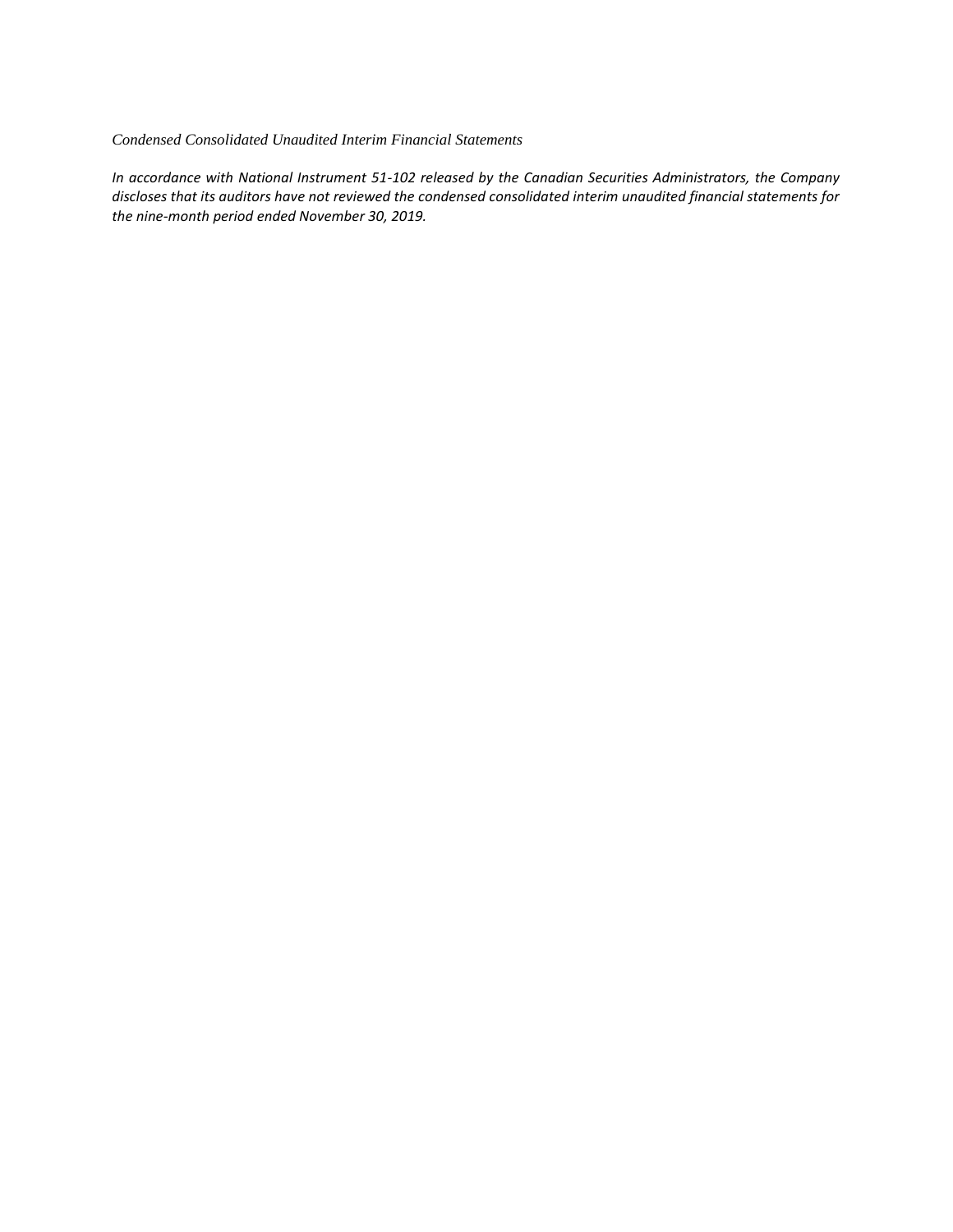*Condensed Consolidated Unaudited Interim Financial Statements*

*In accordance with National Instrument 51-102 released by the Canadian Securities Administrators, the Company discloses that its auditors have not reviewed the condensed consolidated interim unaudited financial statements for the nine-month period ended November 30, 2019.*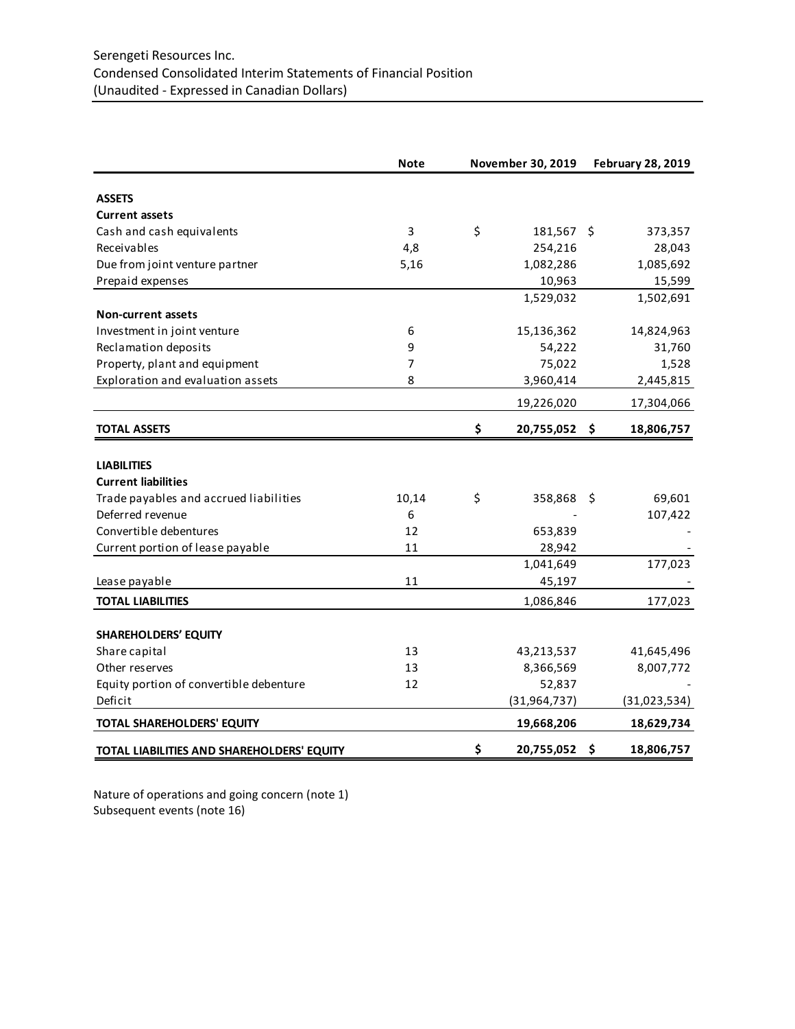Serengeti Resources Inc.
Condensed Consolidated Interim Statements of Financial Position
(Unaudited - Expressed in Canadian Dollars)

| | Note | November 30, 2019 | February 28, 2019 |
|---|---|---|---|
| **ASSETS** | | | |
| **Current assets** | | | |
| Cash and cash equivalents | 3 | $ 181,567 | $ 373,357 |
| Receivables | 4,8 | 254,216 | 28,043 |
| Due from joint venture partner | 5,16 | 1,082,286 | 1,085,692 |
| Prepaid expenses | | 10,963 | 15,599 |
| | | 1,529,032 | 1,502,691 |
| **Non-current assets** | | | |
| Investment in joint venture | 6 | 15,136,362 | 14,824,963 |
| Reclamation deposits | 9 | 54,222 | 31,760 |
| Property, plant and equipment | 7 | 75,022 | 1,528 |
| Exploration and evaluation assets | 8 | 3,960,414 | 2,445,815 |
| | | 19,226,020 | 17,304,066 |
| **TOTAL ASSETS** | | **$ 20,755,052** | **$ 18,806,757** |
| | | | |
| **LIABILITIES** | | | |
| **Current liabilities** | | | |
| Trade payables and accrued liabilities | 10,14 | $ 358,868 | $ 69,601 |
| Deferred revenue | 6 | - | 107,422 |
| Convertible debentures | 12 | 653,839 | - |
| Current portion of lease payable | 11 | 28,942 | - |
| | | 1,041,649 | 177,023 |
| Lease payable | 11 | 45,197 | - |
| **TOTAL LIABILITIES** | | 1,086,846 | 177,023 |
| | | | |
| **SHAREHOLDERS' EQUITY** | | | |
| Share capital | 13 | 43,213,537 | 41,645,496 |
| Other reserves | 13 | 8,366,569 | 8,007,772 |
| Equity portion of convertible debenture | 12 | 52,837 | - |
| Deficit | | (31,964,737) | (31,023,534) |
| **TOTAL SHAREHOLDERS' EQUITY** | | **19,668,206** | **18,629,734** |
| **TOTAL LIABILITIES AND SHAREHOLDERS' EQUITY** | | **$ 20,755,052** | **$ 18,806,757** |

Nature of operations and going concern (note 1)
Subsequent events (note 16)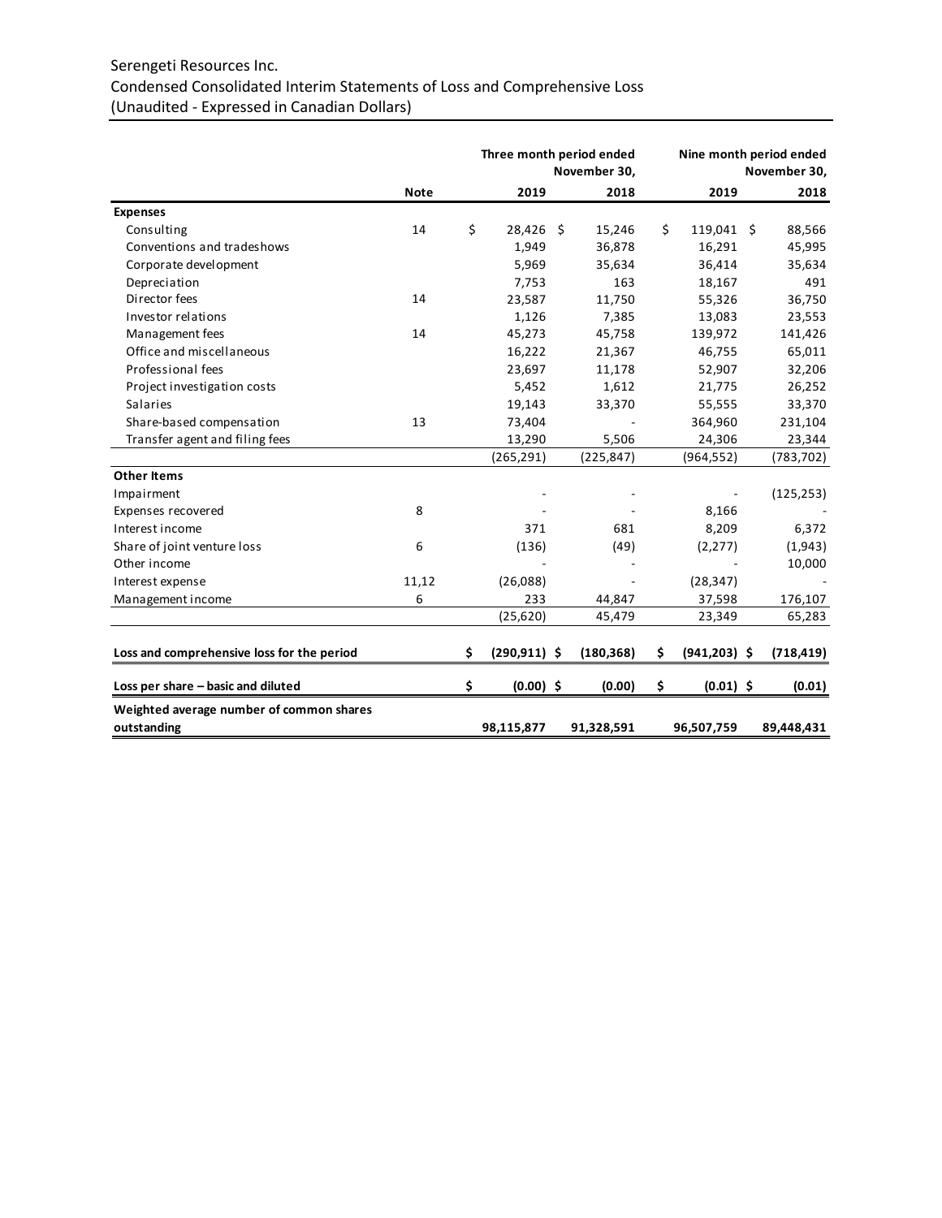Serengeti Resources Inc.
Condensed Consolidated Interim Statements of Loss and Comprehensive Loss
(Unaudited - Expressed in Canadian Dollars)

| | Note | Three month period ended November 30, 2019 | Three month period ended November 30, 2018 | Nine month period ended November 30, 2019 | Nine month period ended November 30, 2018 |
|---|---|---|---|---|---|
| **Expenses** | | | | | |
| Consulting | 14 | $ 28,426 | $ 15,246 | $ 119,041 | $ 88,566 |
| Conventions and tradeshows | | 1,949 | 36,878 | 16,291 | 45,995 |
| Corporate development | | 5,969 | 35,634 | 36,414 | 35,634 |
| Depreciation | | 7,753 | 163 | 18,167 | 491 |
| Director fees | 14 | 23,587 | 11,750 | 55,326 | 36,750 |
| Investor relations | | 1,126 | 7,385 | 13,083 | 23,553 |
| Management fees | 14 | 45,273 | 45,758 | 139,972 | 141,426 |
| Office and miscellaneous | | 16,222 | 21,367 | 46,755 | 65,011 |
| Professional fees | | 23,697 | 11,178 | 52,907 | 32,206 |
| Project investigation costs | | 5,452 | 1,612 | 21,775 | 26,252 |
| Salaries | | 19,143 | 33,370 | 55,555 | 33,370 |
| Share-based compensation | 13 | 73,404 | - | 364,960 | 231,104 |
| Transfer agent and filing fees | | 13,290 | 5,506 | 24,306 | 23,344 |
| | | (265,291) | (225,847) | (964,552) | (783,702) |
| **Other Items** | | | | | |
| Impairment | | - | - | - | (125,253) |
| Expenses recovered | 8 | - | - | 8,166 | - |
| Interest income | | 371 | 681 | 8,209 | 6,372 |
| Share of joint venture loss | 6 | (136) | (49) | (2,277) | (1,943) |
| Other income | | - | - | - | 10,000 |
| Interest expense | 11,12 | (26,088) | - | (28,347) | - |
| Management income | 6 | 233 | 44,847 | 37,598 | 176,107 |
| | | (25,620) | 45,479 | 23,349 | 65,283 |
| **Loss and comprehensive loss for the period** | | **$ (290,911)** | **$ (180,368)** | **$ (941,203)** | **$ (718,419)** |
| **Loss per share – basic and diluted** | | **$ (0.00)** | **$ (0.00)** | **$ (0.01)** | **$ (0.01)** |
| **Weighted average number of common shares outstanding** | | **98,115,877** | **91,328,591** | **96,507,759** | **89,448,431** |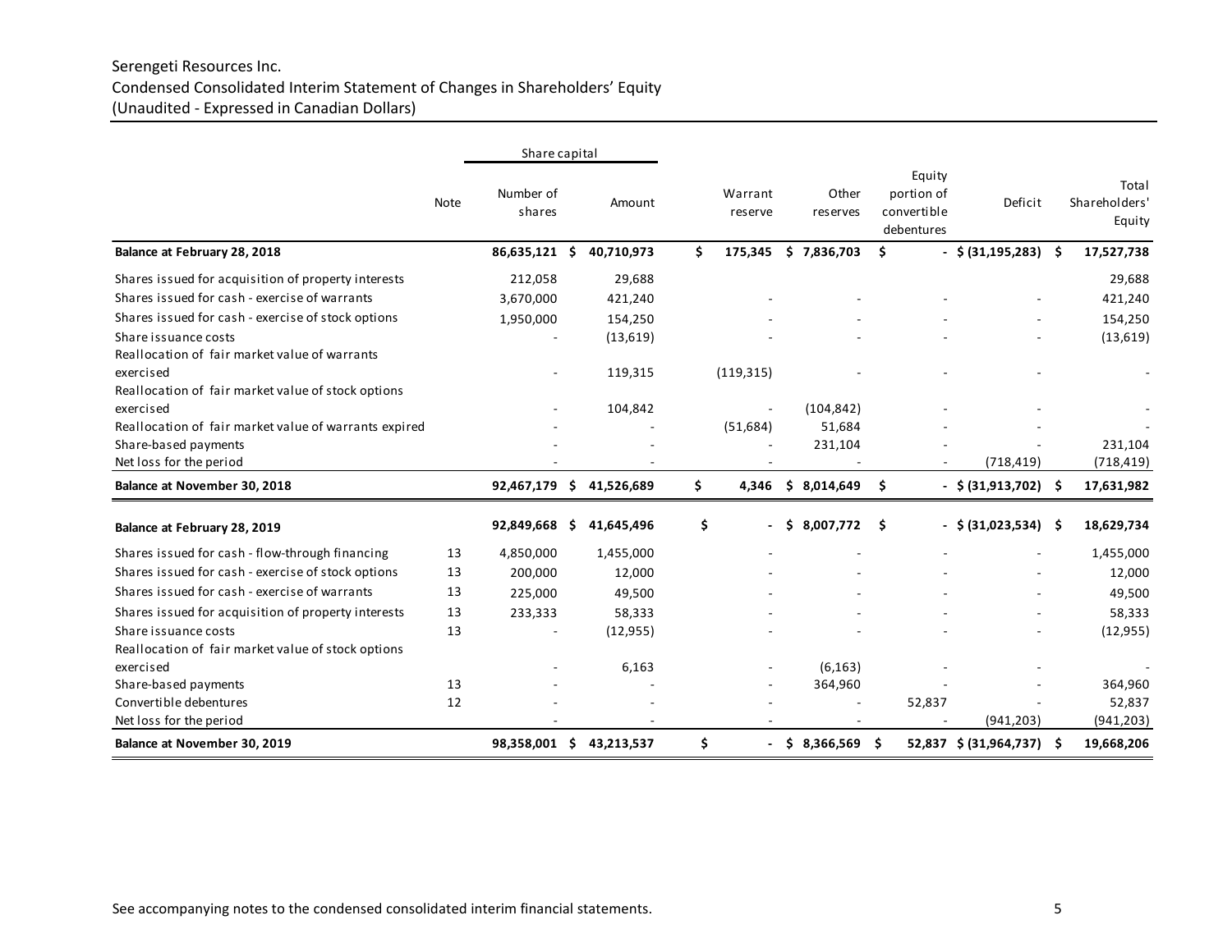Serengeti Resources Inc.
Condensed Consolidated Interim Statement of Changes in Shareholders' Equity
(Unaudited - Expressed in Canadian Dollars)

| | Note | Share capital | | Warrant reserve | Other reserves | Equity portion of convertible debentures | Deficit | Total Shareholders' Equity |
|---|---|---|---|---|---|---|---|---|
| | | Number of shares | Amount | | | | | |
| **Balance at February 28, 2018** | | **86,635,121** | **$ 40,710,973** | **$ 175,345** | **$ 7,836,703** | **$ -** | **$ (31,195,283)** | **$ 17,527,738** |
| Shares issued for acquisition of property interests | | 212,058 | 29,688 | | | | | 29,688 |
| Shares issued for cash - exercise of warrants | | 3,670,000 | 421,240 | - | - | - | - | 421,240 |
| Shares issued for cash - exercise of stock options | | 1,950,000 | 154,250 | - | - | - | - | 154,250 |
| Share issuance costs | | - | (13,619) | - | - | - | - | (13,619) |
| Reallocation of fair market value of warrants exercised | | - | 119,315 | (119,315) | - | - | - | - |
| Reallocation of fair market value of stock options exercised | | - | 104,842 | - | (104,842) | - | - | - |
| Reallocation of fair market value of warrants expired | | - | - | (51,684) | 51,684 | - | - | - |
| Share-based payments | | - | - | - | 231,104 | - | - | 231,104 |
| Net loss for the period | | - | - | - | - | - | (718,419) | (718,419) |
| **Balance at November 30, 2018** | | **92,467,179** | **$ 41,526,689** | **$ 4,346** | **$ 8,014,649** | **$ -** | **$ (31,913,702)** | **$ 17,631,982** |
| | | | | | | | | |
| **Balance at February 28, 2019** | | **92,849,668** | **$ 41,645,496** | **$ -** | **$ 8,007,772** | **$ -** | **$ (31,023,534)** | **$ 18,629,734** |
| Shares issued for cash - flow-through financing | 13 | 4,850,000 | 1,455,000 | - | - | - | - | 1,455,000 |
| Shares issued for cash - exercise of stock options | 13 | 200,000 | 12,000 | - | - | - | - | 12,000 |
| Shares issued for cash - exercise of warrants | 13 | 225,000 | 49,500 | - | - | - | - | 49,500 |
| Shares issued for acquisition of property interests | 13 | 233,333 | 58,333 | - | - | - | - | 58,333 |
| Share issuance costs | 13 | - | (12,955) | - | - | - | - | (12,955) |
| Reallocation of fair market value of stock options exercised | | - | 6,163 | - | (6,163) | - | - | - |
| Share-based payments | 13 | - | - | - | 364,960 | - | - | 364,960 |
| Convertible debentures | 12 | - | - | - | - | 52,837 | - | 52,837 |
| Net loss for the period | | - | - | - | - | - | (941,203) | (941,203) |
| **Balance at November 30, 2019** | | **98,358,001** | **$ 43,213,537** | **$ -** | **$ 8,366,569** | **$ 52,837** | **$ (31,964,737)** | **$ 19,668,206** |

See accompanying notes to the condensed consolidated interim financial statements.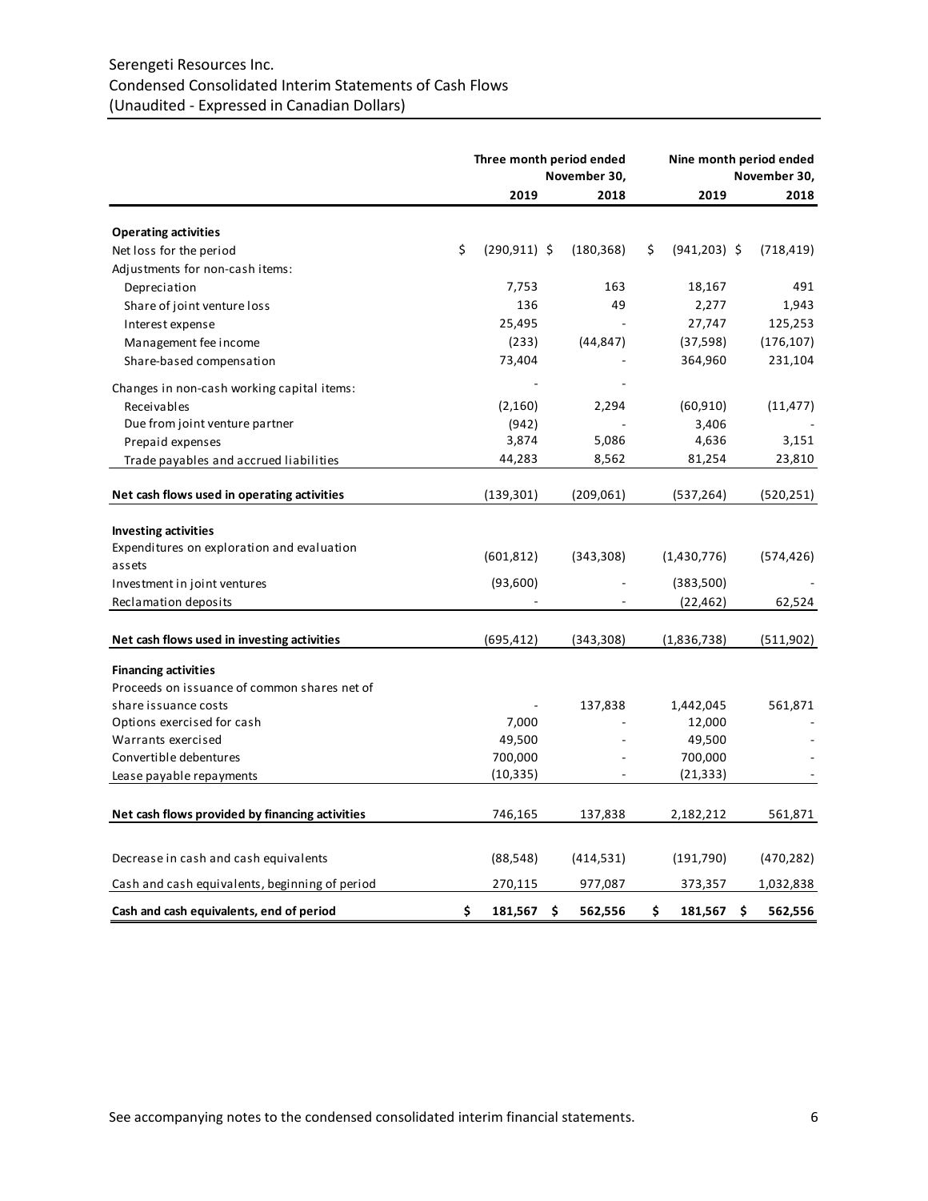Serengeti Resources Inc.
Condensed Consolidated Interim Statements of Cash Flows
(Unaudited - Expressed in Canadian Dollars)

| | Three month period ended November 30, | | Nine month period ended November 30, | |
|---|---|---|---|---|
| | 2019 | 2018 | 2019 | 2018 |
| **Operating activities** | | | | |
| Net loss for the period | $ (290,911) | $ (180,368) | $ (941,203) | $ (718,419) |
| Adjustments for non-cash items: | | | | |
| Depreciation | 7,753 | 163 | 18,167 | 491 |
| Share of joint venture loss | 136 | 49 | 2,277 | 1,943 |
| Interest expense | 25,495 | - | 27,747 | 125,253 |
| Management fee income | (233) | (44,847) | (37,598) | (176,107) |
| Share-based compensation | 73,404 | - | 364,960 | 231,104 |
| Changes in non-cash working capital items: | - | - | | |
| Receivables | (2,160) | 2,294 | (60,910) | (11,477) |
| Due from joint venture partner | (942) | - | 3,406 | - |
| Prepaid expenses | 3,874 | 5,086 | 4,636 | 3,151 |
| Trade payables and accrued liabilities | 44,283 | 8,562 | 81,254 | 23,810 |
| **Net cash flows used in operating activities** | (139,301) | (209,061) | (537,264) | (520,251) |
| **Investing activities** | | | | |
| Expenditures on exploration and evaluation assets | (601,812) | (343,308) | (1,430,776) | (574,426) |
| Investment in joint ventures | (93,600) | - | (383,500) | - |
| Reclamation deposits | - | - | (22,462) | 62,524 |
| **Net cash flows used in investing activities** | (695,412) | (343,308) | (1,836,738) | (511,902) |
| **Financing activities** | | | | |
| Proceeds on issuance of common shares net of share issuance costs | - | 137,838 | 1,442,045 | 561,871 |
| Options exercised for cash | 7,000 | - | 12,000 | - |
| Warrants exercised | 49,500 | - | 49,500 | - |
| Convertible debentures | 700,000 | - | 700,000 | - |
| Lease payable repayments | (10,335) | - | (21,333) | - |
| **Net cash flows provided by financing activities** | 746,165 | 137,838 | 2,182,212 | 561,871 |
| Decrease in cash and cash equivalents | (88,548) | (414,531) | (191,790) | (470,282) |
| Cash and cash equivalents, beginning of period | 270,115 | 977,087 | 373,357 | 1,032,838 |
| **Cash and cash equivalents, end of period** | **$ 181,567** | **$ 562,556** | **$ 181,567** | **$ 562,556** |

See accompanying notes to the condensed consolidated interim financial statements.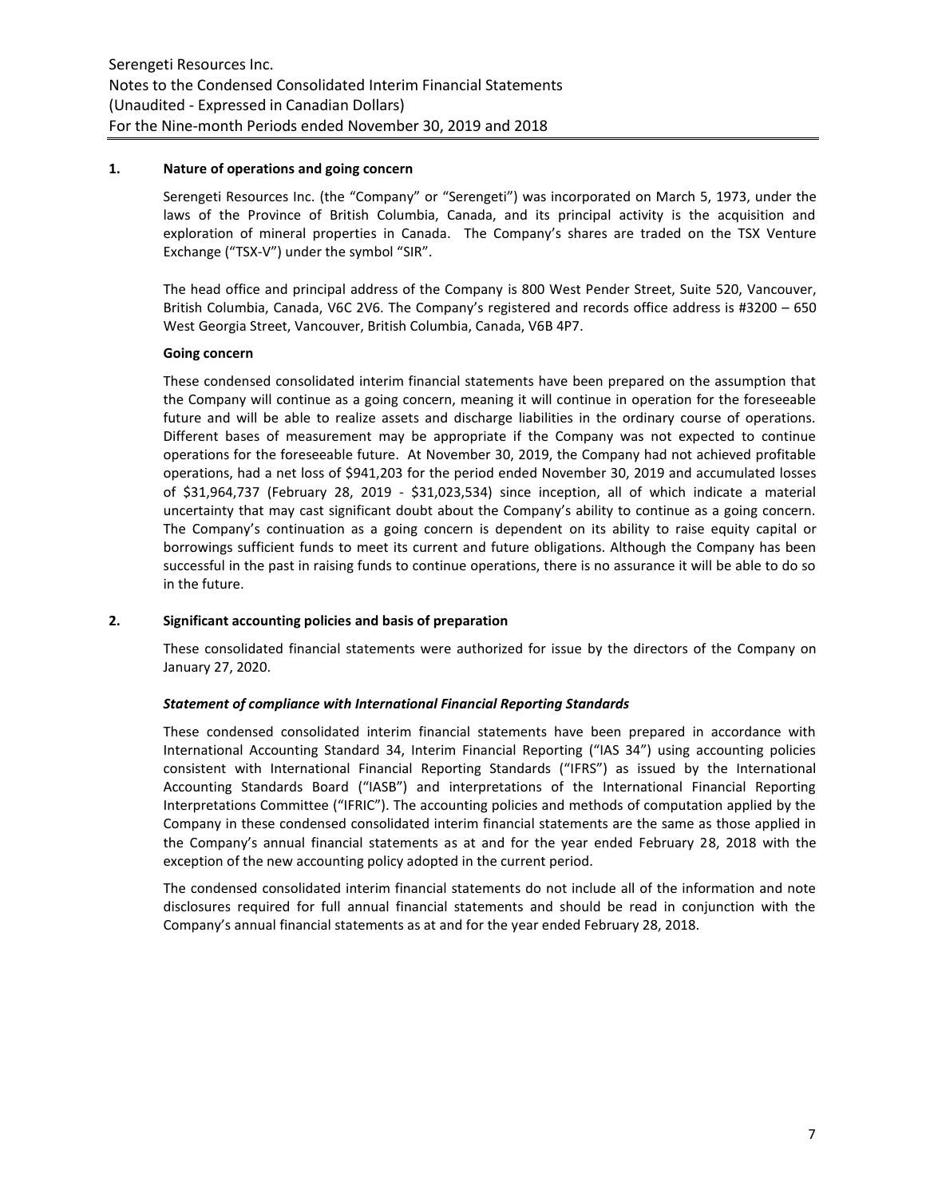## 1. Nature of operations and going concern

Serengeti Resources Inc. (the "Company" or "Serengeti") was incorporated on March 5, 1973, under the laws of the Province of British Columbia, Canada, and its principal activity is the acquisition and exploration of mineral properties in Canada. The Company's shares are traded on the TSX Venture Exchange ("TSX-V") under the symbol "SIR".

The head office and principal address of the Company is 800 West Pender Street, Suite 520, Vancouver, British Columbia, Canada, V6C 2V6. The Company's registered and records office address is #3200 – 650 West Georgia Street, Vancouver, British Columbia, Canada, V6B 4P7.

**Going concern**

These condensed consolidated interim financial statements have been prepared on the assumption that the Company will continue as a going concern, meaning it will continue in operation for the foreseeable future and will be able to realize assets and discharge liabilities in the ordinary course of operations. Different bases of measurement may be appropriate if the Company was not expected to continue operations for the foreseeable future. At November 30, 2019, the Company had not achieved profitable operations, had a net loss of $941,203 for the period ended November 30, 2019 and accumulated losses of $31,964,737 (February 28, 2019 - $31,023,534) since inception, all of which indicate a material uncertainty that may cast significant doubt about the Company's ability to continue as a going concern. The Company's continuation as a going concern is dependent on its ability to raise equity capital or borrowings sufficient funds to meet its current and future obligations. Although the Company has been successful in the past in raising funds to continue operations, there is no assurance it will be able to do so in the future.

## 2. Significant accounting policies and basis of preparation

These consolidated financial statements were authorized for issue by the directors of the Company on January 27, 2020.

***Statement of compliance with International Financial Reporting Standards***

These condensed consolidated interim financial statements have been prepared in accordance with International Accounting Standard 34, Interim Financial Reporting ("IAS 34") using accounting policies consistent with International Financial Reporting Standards ("IFRS") as issued by the International Accounting Standards Board ("IASB") and interpretations of the International Financial Reporting Interpretations Committee ("IFRIC"). The accounting policies and methods of computation applied by the Company in these condensed consolidated interim financial statements are the same as those applied in the Company's annual financial statements as at and for the year ended February 28, 2018 with the exception of the new accounting policy adopted in the current period.

The condensed consolidated interim financial statements do not include all of the information and note disclosures required for full annual financial statements and should be read in conjunction with the Company's annual financial statements as at and for the year ended February 28, 2018.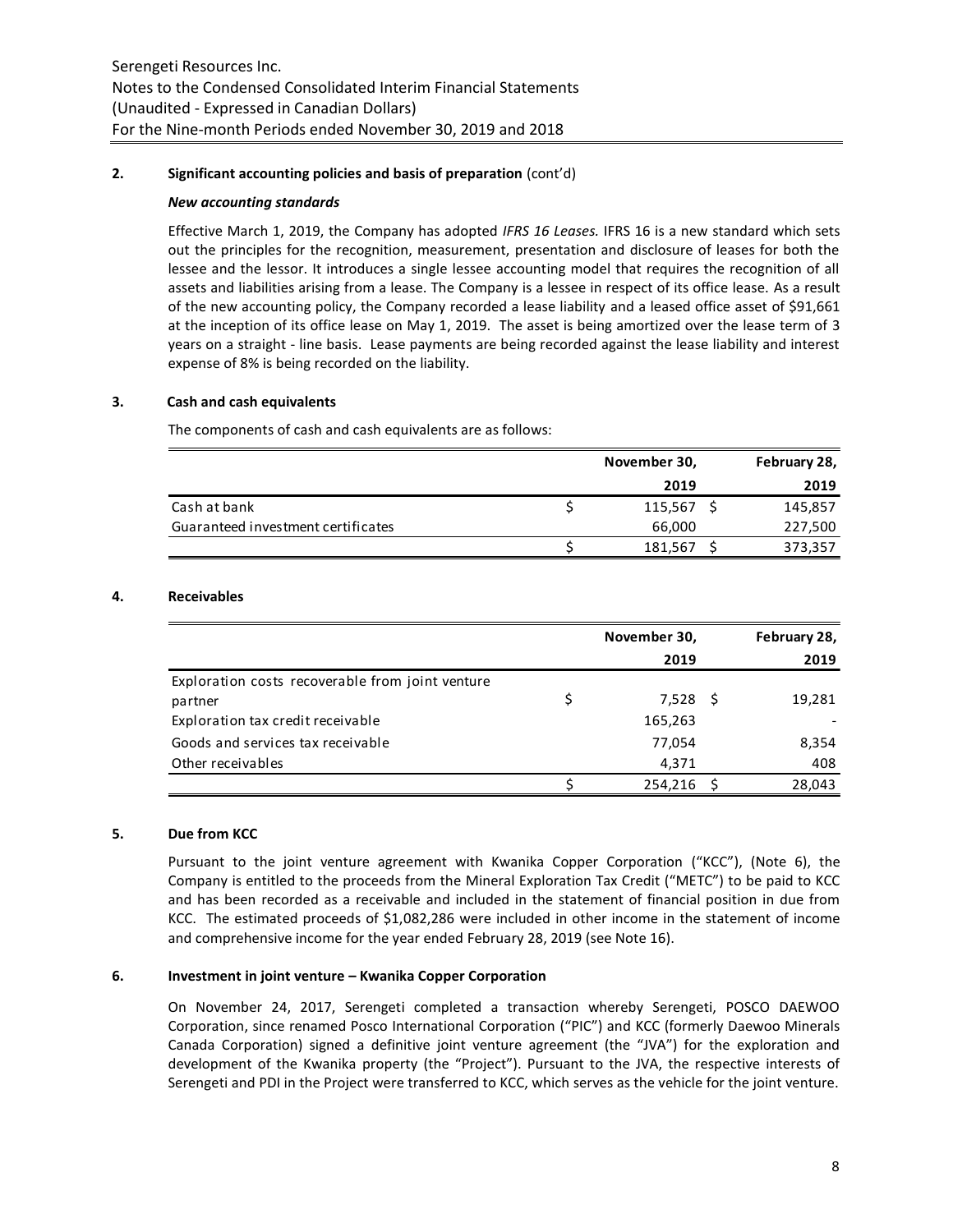## 2. Significant accounting policies and basis of preparation (cont'd)

### *New accounting standards*

Effective March 1, 2019, the Company has adopted *IFRS 16 Leases.* IFRS 16 is a new standard which sets out the principles for the recognition, measurement, presentation and disclosure of leases for both the lessee and the lessor. It introduces a single lessee accounting model that requires the recognition of all assets and liabilities arising from a lease. The Company is a lessee in respect of its office lease. As a result of the new accounting policy, the Company recorded a lease liability and a leased office asset of $91,661 at the inception of its office lease on May 1, 2019. The asset is being amortized over the lease term of 3 years on a straight - line basis. Lease payments are being recorded against the lease liability and interest expense of 8% is being recorded on the liability.

## 3. Cash and cash equivalents

The components of cash and cash equivalents are as follows:

| | November 30, 2019 | February 28, 2019 |
|---|---|---|
| Cash at bank | $ 115,567 | $ 145,857 |
| Guaranteed investment certificates | 66,000 | 227,500 |
| | $ 181,567 | $ 373,357 |

## 4. Receivables

| | November 30, 2019 | February 28, 2019 |
|---|---|---|
| Exploration costs recoverable from joint venture partner | $ 7,528 | $ 19,281 |
| Exploration tax credit receivable | 165,263 | - |
| Goods and services tax receivable | 77,054 | 8,354 |
| Other receivables | 4,371 | 408 |
| | $ 254,216 | $ 28,043 |

## 5. Due from KCC

Pursuant to the joint venture agreement with Kwanika Copper Corporation ("KCC"), (Note 6), the Company is entitled to the proceeds from the Mineral Exploration Tax Credit ("METC") to be paid to KCC and has been recorded as a receivable and included in the statement of financial position in due from KCC. The estimated proceeds of $1,082,286 were included in other income in the statement of income and comprehensive income for the year ended February 28, 2019 (see Note 16).

## 6. Investment in joint venture – Kwanika Copper Corporation

On November 24, 2017, Serengeti completed a transaction whereby Serengeti, POSCO DAEWOO Corporation, since renamed Posco International Corporation ("PIC") and KCC (formerly Daewoo Minerals Canada Corporation) signed a definitive joint venture agreement (the "JVA") for the exploration and development of the Kwanika property (the "Project"). Pursuant to the JVA, the respective interests of Serengeti and PDI in the Project were transferred to KCC, which serves as the vehicle for the joint venture.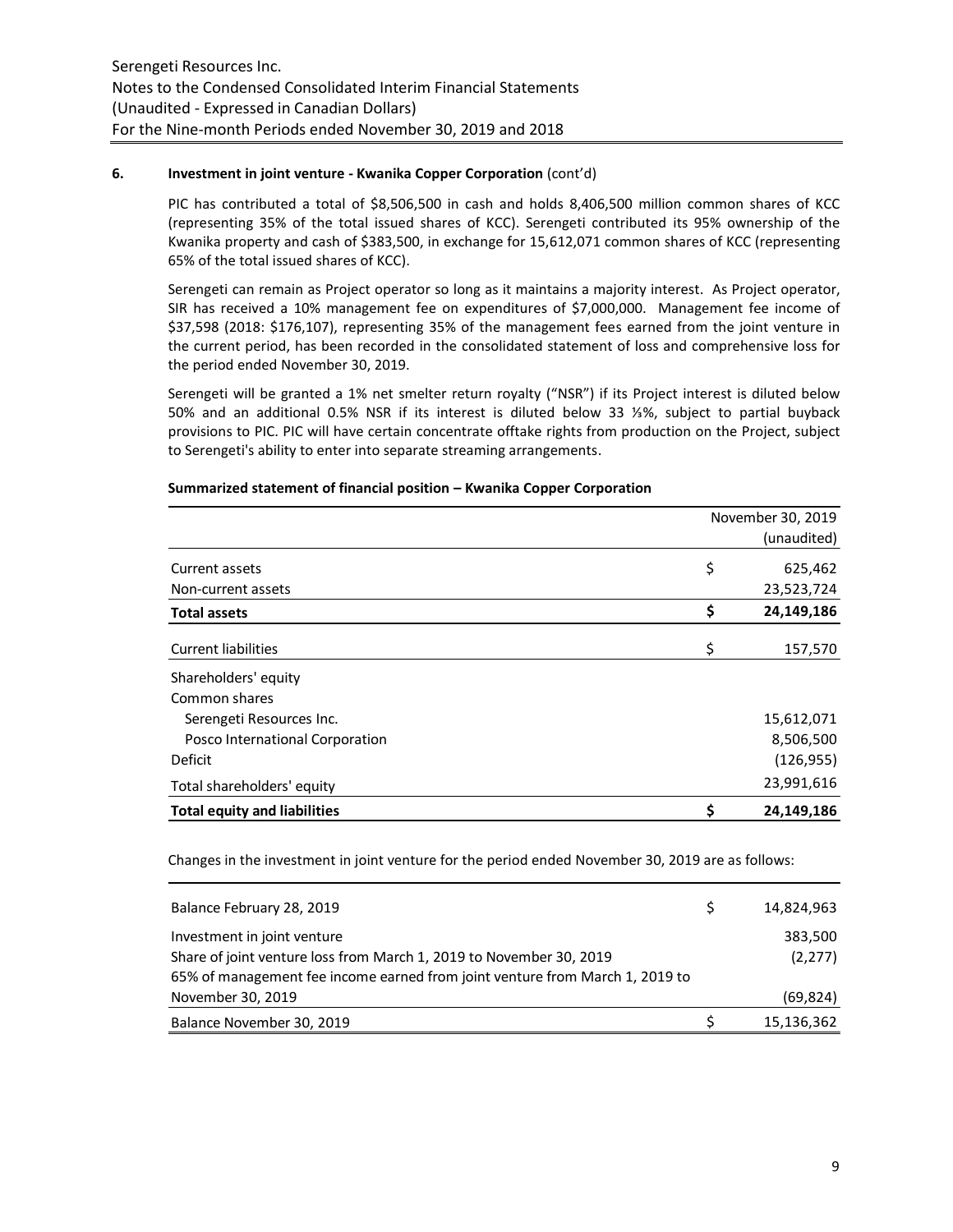**6. Investment in joint venture - Kwanika Copper Corporation** (cont'd)

PIC has contributed a total of $8,506,500 in cash and holds 8,406,500 million common shares of KCC (representing 35% of the total issued shares of KCC). Serengeti contributed its 95% ownership of the Kwanika property and cash of $383,500, in exchange for 15,612,071 common shares of KCC (representing 65% of the total issued shares of KCC).

Serengeti can remain as Project operator so long as it maintains a majority interest. As Project operator, SIR has received a 10% management fee on expenditures of $7,000,000. Management fee income of $37,598 (2018: $176,107), representing 35% of the management fees earned from the joint venture in the current period, has been recorded in the consolidated statement of loss and comprehensive loss for the period ended November 30, 2019.

Serengeti will be granted a 1% net smelter return royalty ("NSR") if its Project interest is diluted below 50% and an additional 0.5% NSR if its interest is diluted below 33 ⅓%, subject to partial buyback provisions to PIC. PIC will have certain concentrate offtake rights from production on the Project, subject to Serengeti's ability to enter into separate streaming arrangements.

**Summarized statement of financial position – Kwanika Copper Corporation**

| | | November 30, 2019 (unaudited) |
|---|---|---|
| Current assets | $ | 625,462 |
| Non-current assets | | 23,523,724 |
| **Total assets** | **$** | **24,149,186** |
| Current liabilities | $ | 157,570 |
| Shareholders' equity | | |
| Common shares | | |
| Serengeti Resources Inc. | | 15,612,071 |
| Posco International Corporation | | 8,506,500 |
| Deficit | | (126,955) |
| Total shareholders' equity | | 23,991,616 |
| **Total equity and liabilities** | **$** | **24,149,186** |

Changes in the investment in joint venture for the period ended November 30, 2019 are as follows:

| | | |
|---|---|---|
| Balance February 28, 2019 | $ | 14,824,963 |
| Investment in joint venture | | 383,500 |
| Share of joint venture loss from March 1, 2019 to November 30, 2019 | | (2,277) |
| 65% of management fee income earned from joint venture from March 1, 2019 to November 30, 2019 | | (69,824) |
| Balance November 30, 2019 | $ | 15,136,362 |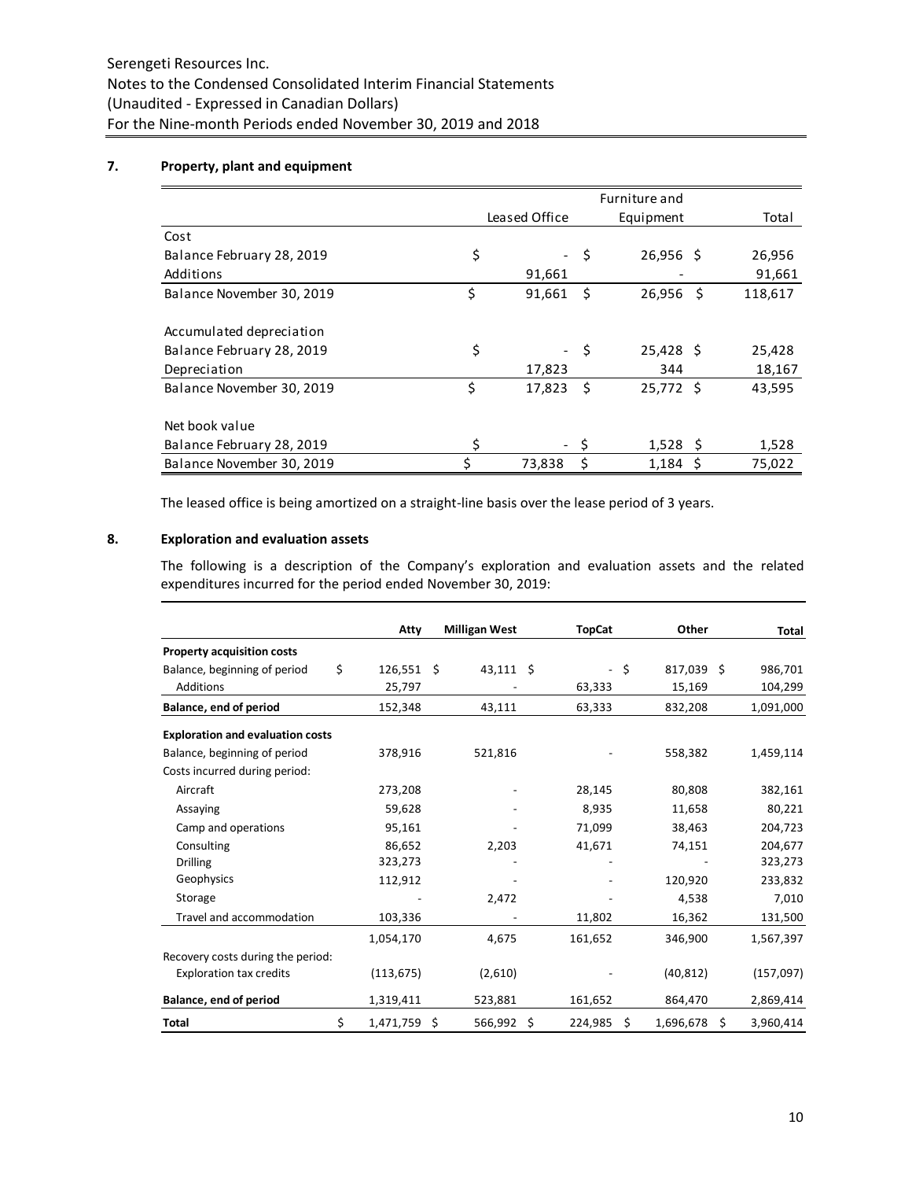## 7. Property, plant and equipment

| | Leased Office | Furniture and Equipment | Total |
|---|---|---|---|
| Cost | | | |
| Balance February 28, 2019 | $ - | $ 26,956 | $ 26,956 |
| Additions | 91,661 | - | 91,661 |
| Balance November 30, 2019 | $ 91,661 | $ 26,956 | $ 118,617 |
| | | | |
| Accumulated depreciation | | | |
| Balance February 28, 2019 | $ - | $ 25,428 | $ 25,428 |
| Depreciation | 17,823 | 344 | 18,167 |
| Balance November 30, 2019 | $ 17,823 | $ 25,772 | $ 43,595 |
| | | | |
| Net book value | | | |
| Balance February 28, 2019 | $ - | $ 1,528 | $ 1,528 |
| Balance November 30, 2019 | $ 73,838 | $ 1,184 | $ 75,022 |

The leased office is being amortized on a straight-line basis over the lease period of 3 years.

## 8. Exploration and evaluation assets

The following is a description of the Company's exploration and evaluation assets and the related expenditures incurred for the period ended November 30, 2019:

| | **Atty** | **Milligan West** | **TopCat** | **Other** | **Total** |
|---|---|---|---|---|---|
| **Property acquisition costs** | | | | | |
| Balance, beginning of period | $ 126,551 | $ 43,111 | $ - | $ 817,039 | $ 986,701 |
| Additions | 25,797 | - | 63,333 | 15,169 | 104,299 |
| **Balance, end of period** | 152,348 | 43,111 | 63,333 | 832,208 | 1,091,000 |
| **Exploration and evaluation costs** | | | | | |
| Balance, beginning of period | 378,916 | 521,816 | - | 558,382 | 1,459,114 |
| Costs incurred during period: | | | | | |
| Aircraft | 273,208 | - | 28,145 | 80,808 | 382,161 |
| Assaying | 59,628 | - | 8,935 | 11,658 | 80,221 |
| Camp and operations | 95,161 | - | 71,099 | 38,463 | 204,723 |
| Consulting | 86,652 | 2,203 | 41,671 | 74,151 | 204,677 |
| Drilling | 323,273 | - | - | - | 323,273 |
| Geophysics | 112,912 | - | - | 120,920 | 233,832 |
| Storage | - | 2,472 | - | 4,538 | 7,010 |
| Travel and accommodation | 103,336 | - | 11,802 | 16,362 | 131,500 |
| | 1,054,170 | 4,675 | 161,652 | 346,900 | 1,567,397 |
| Recovery costs during the period: | | | | | |
| Exploration tax credits | (113,675) | (2,610) | - | (40,812) | (157,097) |
| **Balance, end of period** | 1,319,411 | 523,881 | 161,652 | 864,470 | 2,869,414 |
| **Total** | $ 1,471,759 | $ 566,992 | $ 224,985 | $ 1,696,678 | $ 3,960,414 |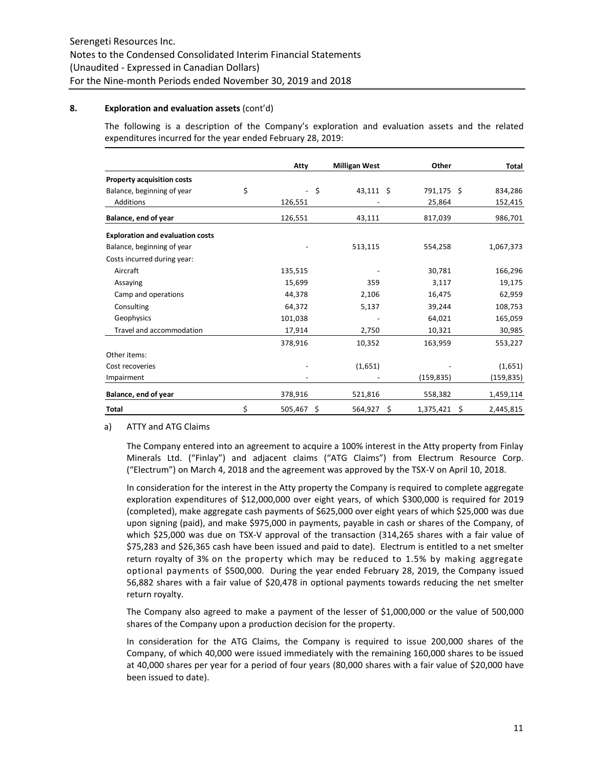## 8. Exploration and evaluation assets (cont'd)

The following is a description of the Company's exploration and evaluation assets and the related expenditures incurred for the year ended February 28, 2019:

| | Atty | Milligan West | Other | Total |
|---|---|---|---|---|
| **Property acquisition costs** | | | | |
| Balance, beginning of year | $ - | $ 43,111 | $ 791,175 | $ 834,286 |
| Additions | 126,551 | - | 25,864 | 152,415 |
| **Balance, end of year** | 126,551 | 43,111 | 817,039 | 986,701 |
| **Exploration and evaluation costs** | | | | |
| Balance, beginning of year | - | 513,115 | 554,258 | 1,067,373 |
| Costs incurred during year: | | | | |
| Aircraft | 135,515 | - | 30,781 | 166,296 |
| Assaying | 15,699 | 359 | 3,117 | 19,175 |
| Camp and operations | 44,378 | 2,106 | 16,475 | 62,959 |
| Consulting | 64,372 | 5,137 | 39,244 | 108,753 |
| Geophysics | 101,038 | - | 64,021 | 165,059 |
| Travel and accommodation | 17,914 | 2,750 | 10,321 | 30,985 |
| | 378,916 | 10,352 | 163,959 | 553,227 |
| Other items: | | | | |
| Cost recoveries | - | (1,651) | - | (1,651) |
| Impairment | - | - | (159,835) | (159,835) |
| **Balance, end of year** | 378,916 | 521,816 | 558,382 | 1,459,114 |
| **Total** | $ 505,467 | $ 564,927 | $ 1,375,421 | $ 2,445,815 |

a) ATTY and ATG Claims

The Company entered into an agreement to acquire a 100% interest in the Atty property from Finlay Minerals Ltd. ("Finlay") and adjacent claims ("ATG Claims") from Electrum Resource Corp. ("Electrum") on March 4, 2018 and the agreement was approved by the TSX-V on April 10, 2018.

In consideration for the interest in the Atty property the Company is required to complete aggregate exploration expenditures of $12,000,000 over eight years, of which $300,000 is required for 2019 (completed), make aggregate cash payments of $625,000 over eight years of which $25,000 was due upon signing (paid), and make $975,000 in payments, payable in cash or shares of the Company, of which $25,000 was due on TSX-V approval of the transaction (314,265 shares with a fair value of $75,283 and $26,365 cash have been issued and paid to date). Electrum is entitled to a net smelter return royalty of 3% on the property which may be reduced to 1.5% by making aggregate optional payments of $500,000. During the year ended February 28, 2019, the Company issued 56,882 shares with a fair value of $20,478 in optional payments towards reducing the net smelter return royalty.

The Company also agreed to make a payment of the lesser of $1,000,000 or the value of 500,000 shares of the Company upon a production decision for the property.

In consideration for the ATG Claims, the Company is required to issue 200,000 shares of the Company, of which 40,000 were issued immediately with the remaining 160,000 shares to be issued at 40,000 shares per year for a period of four years (80,000 shares with a fair value of $20,000 have been issued to date).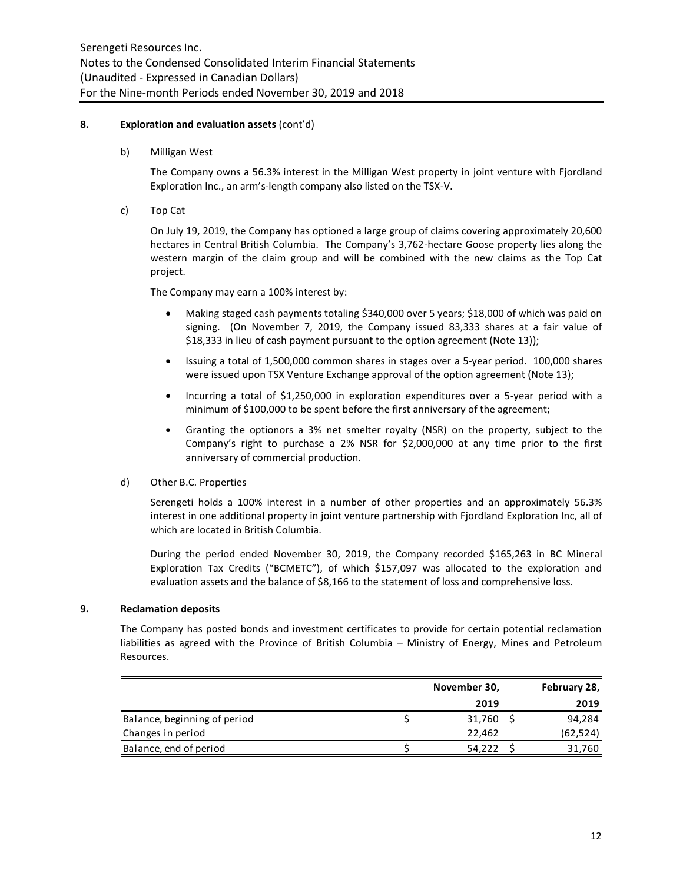## 8. Exploration and evaluation assets (cont'd)

b) Milligan West

The Company owns a 56.3% interest in the Milligan West property in joint venture with Fjordland Exploration Inc., an arm's-length company also listed on the TSX-V.

c) Top Cat

On July 19, 2019, the Company has optioned a large group of claims covering approximately 20,600 hectares in Central British Columbia. The Company's 3,762-hectare Goose property lies along the western margin of the claim group and will be combined with the new claims as the Top Cat project.

The Company may earn a 100% interest by:

- Making staged cash payments totaling $340,000 over 5 years; $18,000 of which was paid on signing. (On November 7, 2019, the Company issued 83,333 shares at a fair value of $18,333 in lieu of cash payment pursuant to the option agreement (Note 13));
- Issuing a total of 1,500,000 common shares in stages over a 5-year period. 100,000 shares were issued upon TSX Venture Exchange approval of the option agreement (Note 13);
- Incurring a total of $1,250,000 in exploration expenditures over a 5-year period with a minimum of $100,000 to be spent before the first anniversary of the agreement;
- Granting the optionors a 3% net smelter royalty (NSR) on the property, subject to the Company's right to purchase a 2% NSR for $2,000,000 at any time prior to the first anniversary of commercial production.

d) Other B.C. Properties

Serengeti holds a 100% interest in a number of other properties and an approximately 56.3% interest in one additional property in joint venture partnership with Fjordland Exploration Inc, all of which are located in British Columbia.

During the period ended November 30, 2019, the Company recorded $165,263 in BC Mineral Exploration Tax Credits ("BCMETC"), of which $157,097 was allocated to the exploration and evaluation assets and the balance of $8,166 to the statement of loss and comprehensive loss.

## 9. Reclamation deposits

The Company has posted bonds and investment certificates to provide for certain potential reclamation liabilities as agreed with the Province of British Columbia – Ministry of Energy, Mines and Petroleum Resources.

| | November 30, 2019 | February 28, 2019 |
|---|---|---|
| Balance, beginning of period | $ 31,760 | $ 94,284 |
| Changes in period | 22,462 | (62,524) |
| Balance, end of period | $ 54,222 | $ 31,760 |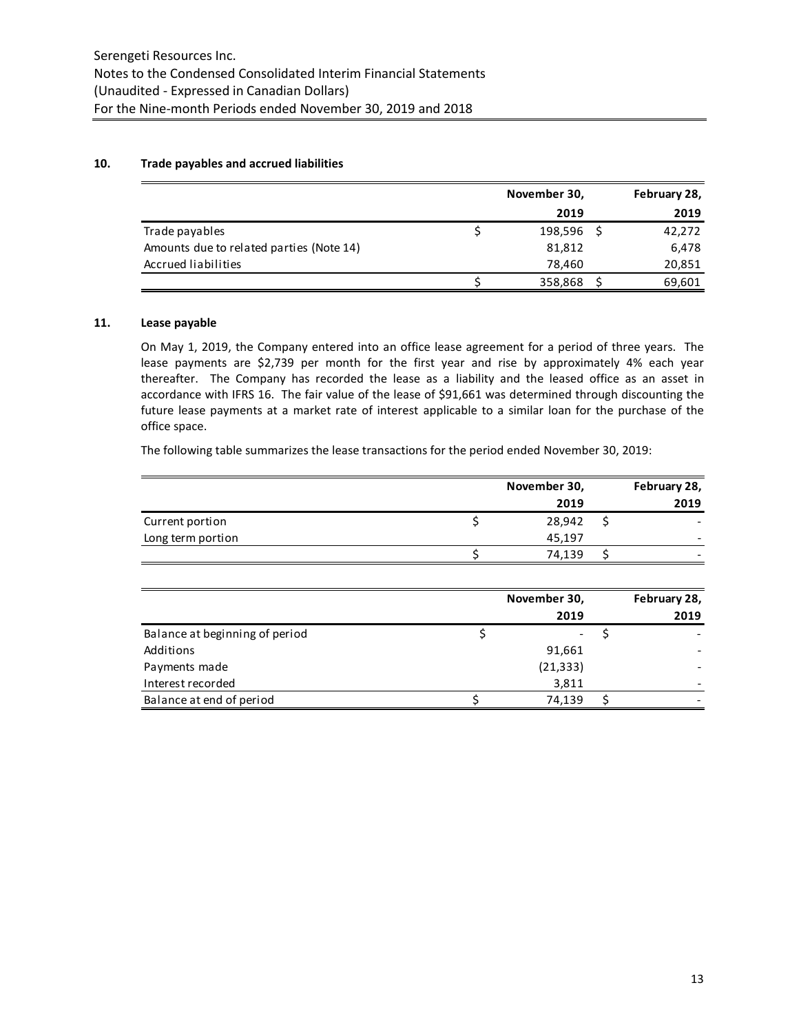## 10. Trade payables and accrued liabilities

| | November 30, 2019 | February 28, 2019 |
|---|---|---|
| Trade payables | $ 198,596 | $ 42,272 |
| Amounts due to related parties (Note 14) | 81,812 | 6,478 |
| Accrued liabilities | 78,460 | 20,851 |
| | $ 358,868 | $ 69,601 |

## 11. Lease payable

On May 1, 2019, the Company entered into an office lease agreement for a period of three years. The lease payments are $2,739 per month for the first year and rise by approximately 4% each year thereafter. The Company has recorded the lease as a liability and the leased office as an asset in accordance with IFRS 16. The fair value of the lease of $91,661 was determined through discounting the future lease payments at a market rate of interest applicable to a similar loan for the purchase of the office space.

The following table summarizes the lease transactions for the period ended November 30, 2019:

| | November 30, 2019 | February 28, 2019 |
|---|---|---|
| Current portion | $ 28,942 | $ - |
| Long term portion | 45,197 | - |
| | $ 74,139 | $ - |

| | November 30, 2019 | February 28, 2019 |
|---|---|---|
| Balance at beginning of period | $ - | $ - |
| Additions | 91,661 | - |
| Payments made | (21,333) | - |
| Interest recorded | 3,811 | - |
| Balance at end of period | $ 74,139 | $ - |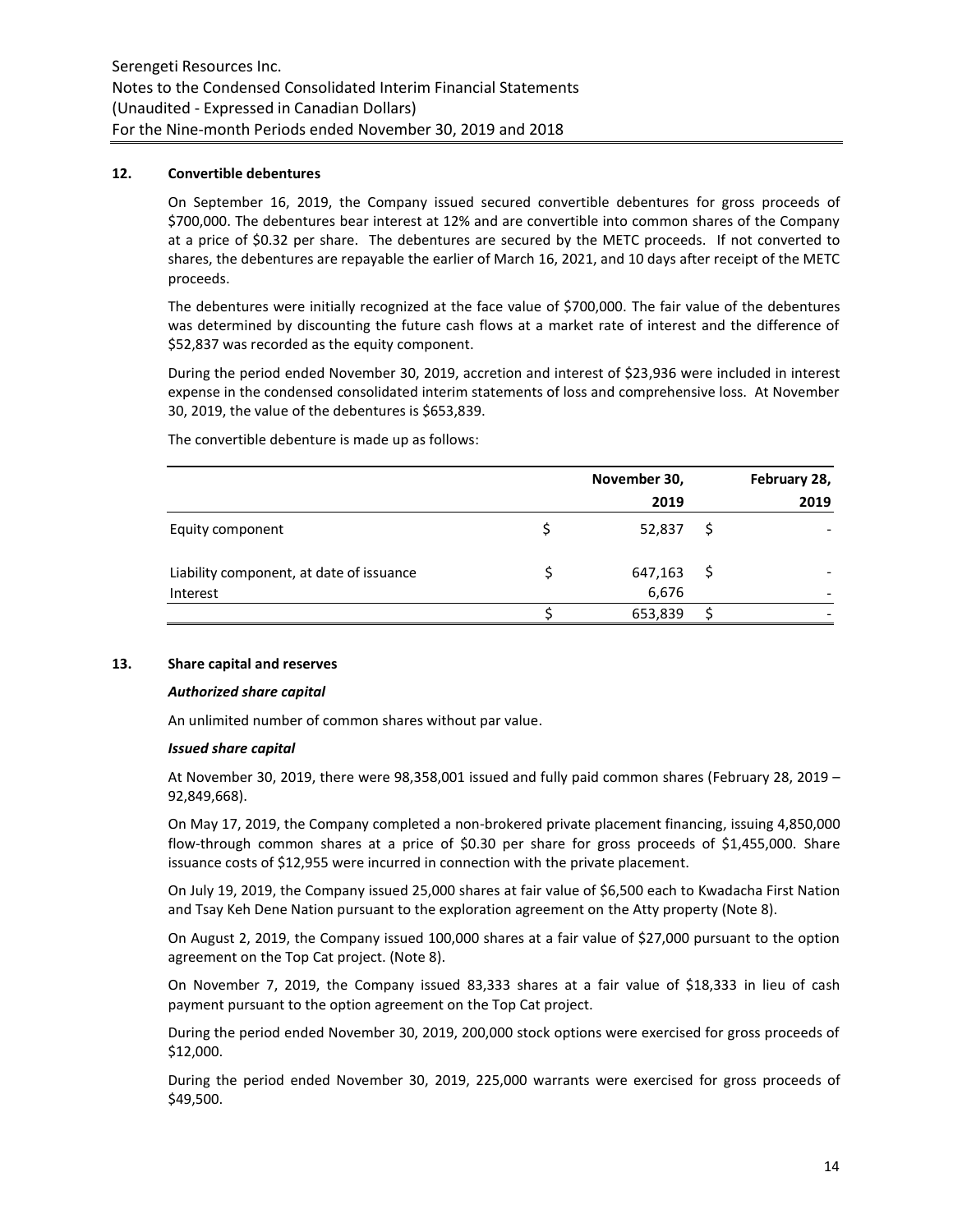## 12. Convertible debentures

On September 16, 2019, the Company issued secured convertible debentures for gross proceeds of \$700,000. The debentures bear interest at 12% and are convertible into common shares of the Company at a price of \$0.32 per share. The debentures are secured by the METC proceeds. If not converted to shares, the debentures are repayable the earlier of March 16, 2021, and 10 days after receipt of the METC proceeds.

The debentures were initially recognized at the face value of \$700,000. The fair value of the debentures was determined by discounting the future cash flows at a market rate of interest and the difference of \$52,837 was recorded as the equity component.

During the period ended November 30, 2019, accretion and interest of \$23,936 were included in interest expense in the condensed consolidated interim statements of loss and comprehensive loss. At November 30, 2019, the value of the debentures is \$653,839.

The convertible debenture is made up as follows:

| | November 30, 2019 | February 28, 2019 |
|---|---|---|
| Equity component | \$ 52,837 | \$ - |
| | | |
| Liability component, at date of issuance | \$ 647,163 | \$ - |
| Interest | 6,676 | - |
| | \$ 653,839 | \$ - |

## 13. Share capital and reserves

***Authorized share capital***

An unlimited number of common shares without par value.

***Issued share capital***

At November 30, 2019, there were 98,358,001 issued and fully paid common shares (February 28, 2019 – 92,849,668).

On May 17, 2019, the Company completed a non-brokered private placement financing, issuing 4,850,000 flow-through common shares at a price of \$0.30 per share for gross proceeds of \$1,455,000. Share issuance costs of \$12,955 were incurred in connection with the private placement.

On July 19, 2019, the Company issued 25,000 shares at fair value of \$6,500 each to Kwadacha First Nation and Tsay Keh Dene Nation pursuant to the exploration agreement on the Atty property (Note 8).

On August 2, 2019, the Company issued 100,000 shares at a fair value of \$27,000 pursuant to the option agreement on the Top Cat project. (Note 8).

On November 7, 2019, the Company issued 83,333 shares at a fair value of \$18,333 in lieu of cash payment pursuant to the option agreement on the Top Cat project.

During the period ended November 30, 2019, 200,000 stock options were exercised for gross proceeds of \$12,000.

During the period ended November 30, 2019, 225,000 warrants were exercised for gross proceeds of \$49,500.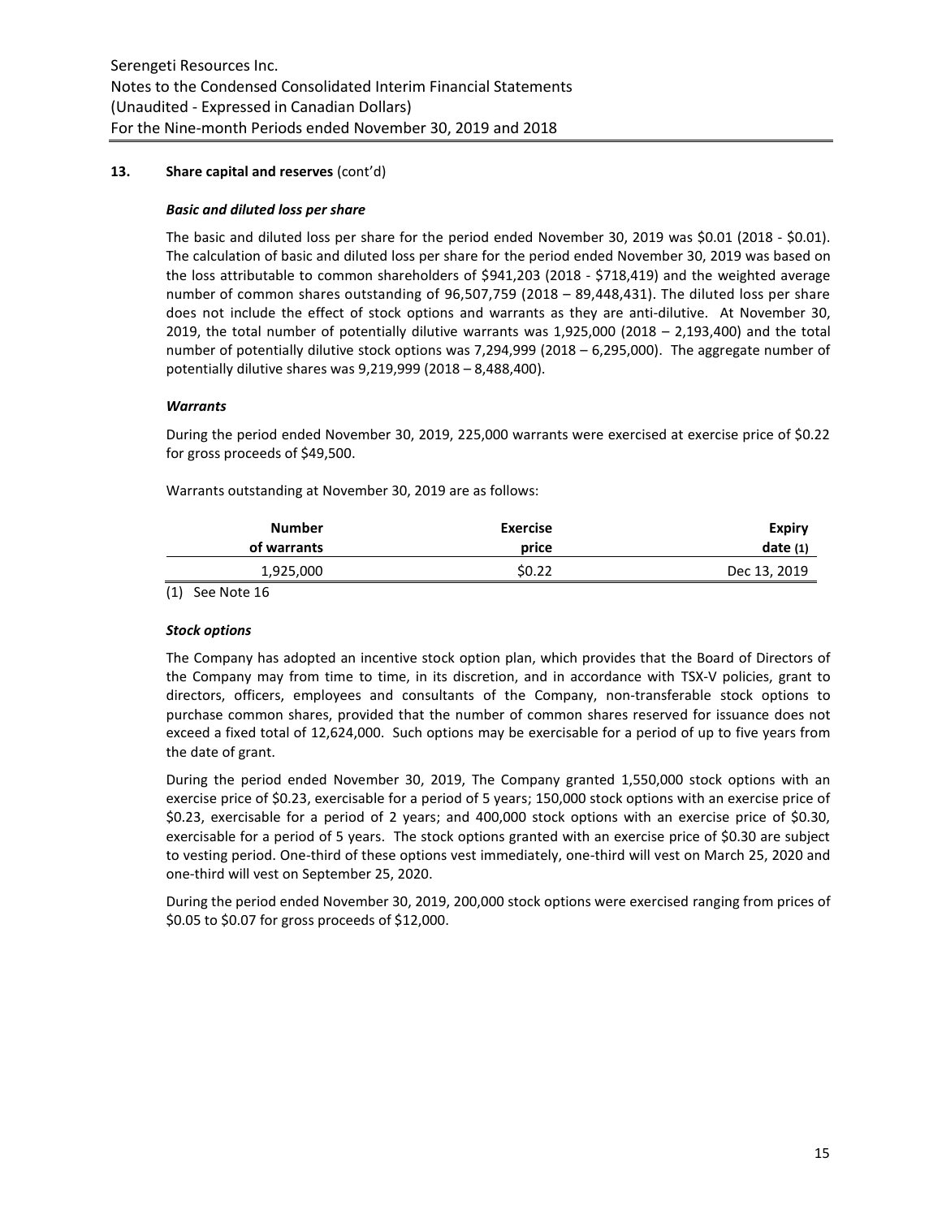## 13. Share capital and reserves (cont'd)

### *Basic and diluted loss per share*

The basic and diluted loss per share for the period ended November 30, 2019 was $0.01 (2018 - $0.01). The calculation of basic and diluted loss per share for the period ended November 30, 2019 was based on the loss attributable to common shareholders of $941,203 (2018 - $718,419) and the weighted average number of common shares outstanding of 96,507,759 (2018 – 89,448,431). The diluted loss per share does not include the effect of stock options and warrants as they are anti-dilutive. At November 30, 2019, the total number of potentially dilutive warrants was 1,925,000 (2018 – 2,193,400) and the total number of potentially dilutive stock options was 7,294,999 (2018 – 6,295,000). The aggregate number of potentially dilutive shares was 9,219,999 (2018 – 8,488,400).

### *Warrants*

During the period ended November 30, 2019, 225,000 warrants were exercised at exercise price of $0.22 for gross proceeds of $49,500.

Warrants outstanding at November 30, 2019 are as follows:

| Number of warrants | Exercise price | Expiry date (1) |
|---|---|---|
| 1,925,000 | $0.22 | Dec 13, 2019 |

(1) See Note 16

### *Stock options*

The Company has adopted an incentive stock option plan, which provides that the Board of Directors of the Company may from time to time, in its discretion, and in accordance with TSX-V policies, grant to directors, officers, employees and consultants of the Company, non-transferable stock options to purchase common shares, provided that the number of common shares reserved for issuance does not exceed a fixed total of 12,624,000. Such options may be exercisable for a period of up to five years from the date of grant.

During the period ended November 30, 2019, The Company granted 1,550,000 stock options with an exercise price of $0.23, exercisable for a period of 5 years; 150,000 stock options with an exercise price of $0.23, exercisable for a period of 2 years; and 400,000 stock options with an exercise price of $0.30, exercisable for a period of 5 years. The stock options granted with an exercise price of $0.30 are subject to vesting period. One-third of these options vest immediately, one-third will vest on March 25, 2020 and one-third will vest on September 25, 2020.

During the period ended November 30, 2019, 200,000 stock options were exercised ranging from prices of $0.05 to $0.07 for gross proceeds of $12,000.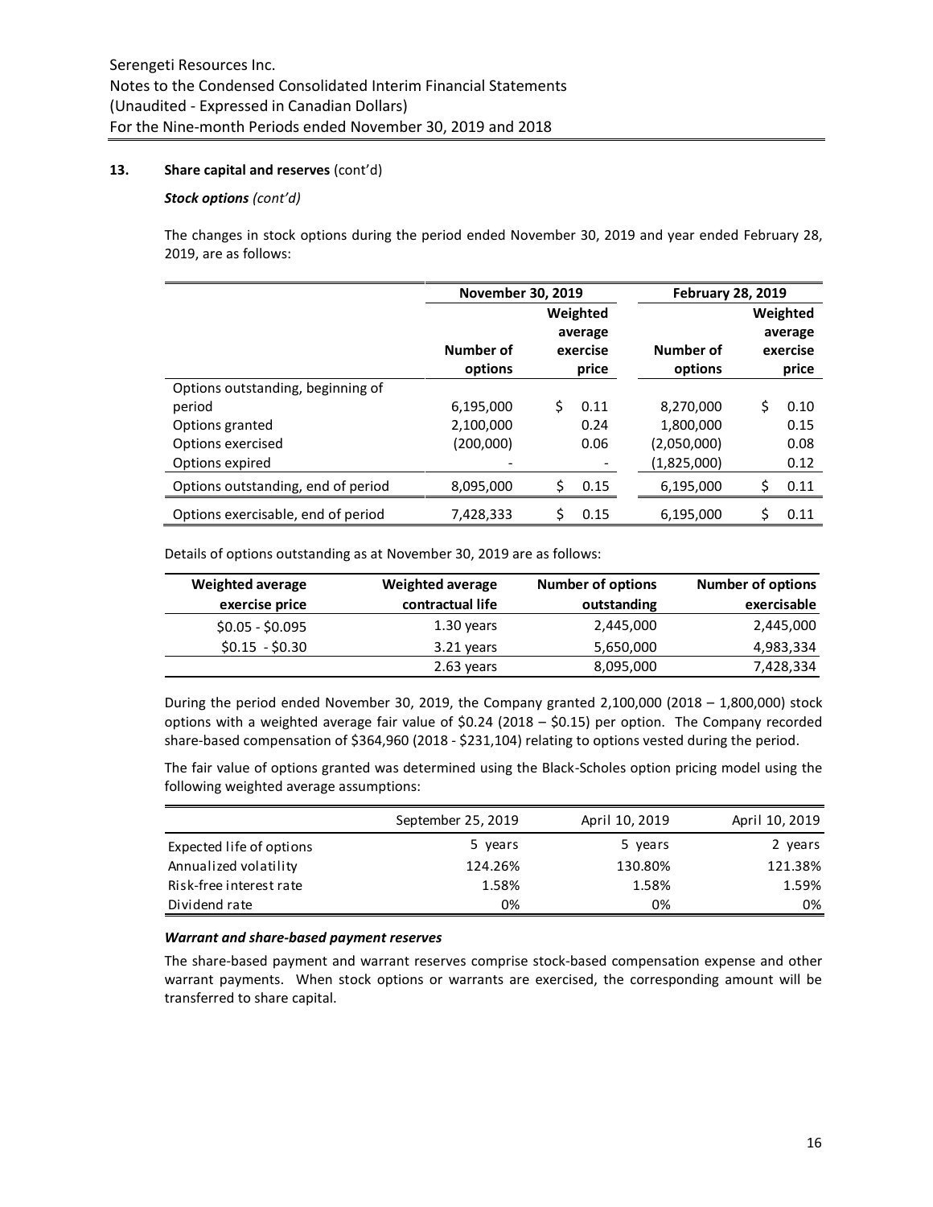### 13. Share capital and reserves (cont'd)

***Stock options** (cont'd)*

The changes in stock options during the period ended November 30, 2019 and year ended February 28, 2019, are as follows:

| | November 30, 2019 | | February 28, 2019 | |
|---|---|---|---|---|
| | Number of options | Weighted average exercise price | Number of options | Weighted average exercise price |
| Options outstanding, beginning of period | 6,195,000 | $ 0.11 | 8,270,000 | $ 0.10 |
| Options granted | 2,100,000 | 0.24 | 1,800,000 | 0.15 |
| Options exercised | (200,000) | 0.06 | (2,050,000) | 0.08 |
| Options expired | - | - | (1,825,000) | 0.12 |
| Options outstanding, end of period | 8,095,000 | $ 0.15 | 6,195,000 | $ 0.11 |
| Options exercisable, end of period | 7,428,333 | $ 0.15 | 6,195,000 | $ 0.11 |

Details of options outstanding as at November 30, 2019 are as follows:

| Weighted average exercise price | Weighted average contractual life | Number of options outstanding | Number of options exercisable |
|---|---|---|---|
| $0.05 - $0.095 | 1.30 years | 2,445,000 | 2,445,000 |
| $0.15 - $0.30 | 3.21 years | 5,650,000 | 4,983,334 |
| | 2.63 years | 8,095,000 | 7,428,334 |

During the period ended November 30, 2019, the Company granted 2,100,000 (2018 – 1,800,000) stock options with a weighted average fair value of $0.24 (2018 – $0.15) per option. The Company recorded share-based compensation of $364,960 (2018 - $231,104) relating to options vested during the period.

The fair value of options granted was determined using the Black-Scholes option pricing model using the following weighted average assumptions:

| | September 25, 2019 | April 10, 2019 | April 10, 2019 |
|---|---|---|---|
| Expected life of options | 5 years | 5 years | 2 years |
| Annualized volatility | 124.26% | 130.80% | 121.38% |
| Risk-free interest rate | 1.58% | 1.58% | 1.59% |
| Dividend rate | 0% | 0% | 0% |

***Warrant and share-based payment reserves***

The share-based payment and warrant reserves comprise stock-based compensation expense and other warrant payments. When stock options or warrants are exercised, the corresponding amount will be transferred to share capital.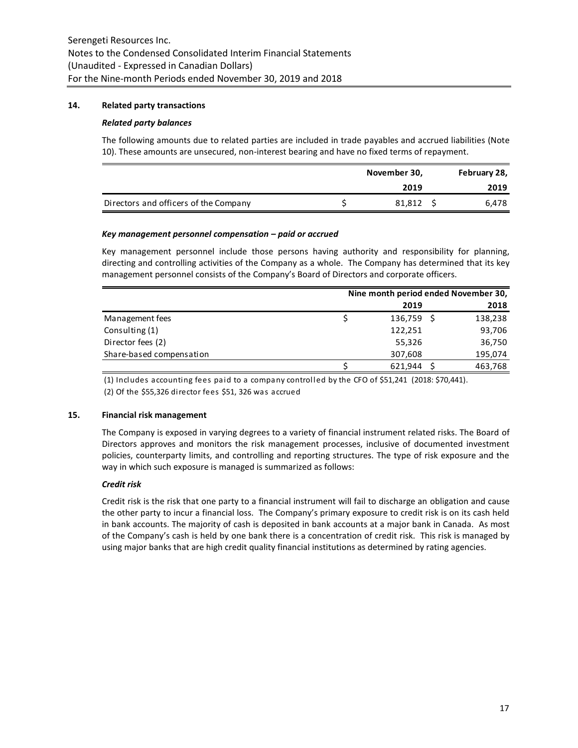## 14. Related party transactions

### *Related party balances*

The following amounts due to related parties are included in trade payables and accrued liabilities (Note 10). These amounts are unsecured, non-interest bearing and have no fixed terms of repayment.

| | November 30, 2019 | February 28, 2019 |
|---|---|---|
| Directors and officers of the Company | $ 81,812 | $ 6,478 |

### *Key management personnel compensation – paid or accrued*

Key management personnel include those persons having authority and responsibility for planning, directing and controlling activities of the Company as a whole. The Company has determined that its key management personnel consists of the Company's Board of Directors and corporate officers.

| | Nine month period ended November 30, 2019 | 2018 |
|---|---|---|
| Management fees | $ 136,759 | $ 138,238 |
| Consulting (1) | 122,251 | 93,706 |
| Director fees (2) | 55,326 | 36,750 |
| Share-based compensation | 307,608 | 195,074 |
| | $ 621,944 | $ 463,768 |

(1) Includes accounting fees paid to a company controlled by the CFO of $51,241 (2018: $70,441).

(2) Of the $55,326 director fees $51, 326 was accrued

## 15. Financial risk management

The Company is exposed in varying degrees to a variety of financial instrument related risks. The Board of Directors approves and monitors the risk management processes, inclusive of documented investment policies, counterparty limits, and controlling and reporting structures. The type of risk exposure and the way in which such exposure is managed is summarized as follows:

### *Credit risk*

Credit risk is the risk that one party to a financial instrument will fail to discharge an obligation and cause the other party to incur a financial loss. The Company's primary exposure to credit risk is on its cash held in bank accounts. The majority of cash is deposited in bank accounts at a major bank in Canada. As most of the Company's cash is held by one bank there is a concentration of credit risk. This risk is managed by using major banks that are high credit quality financial institutions as determined by rating agencies.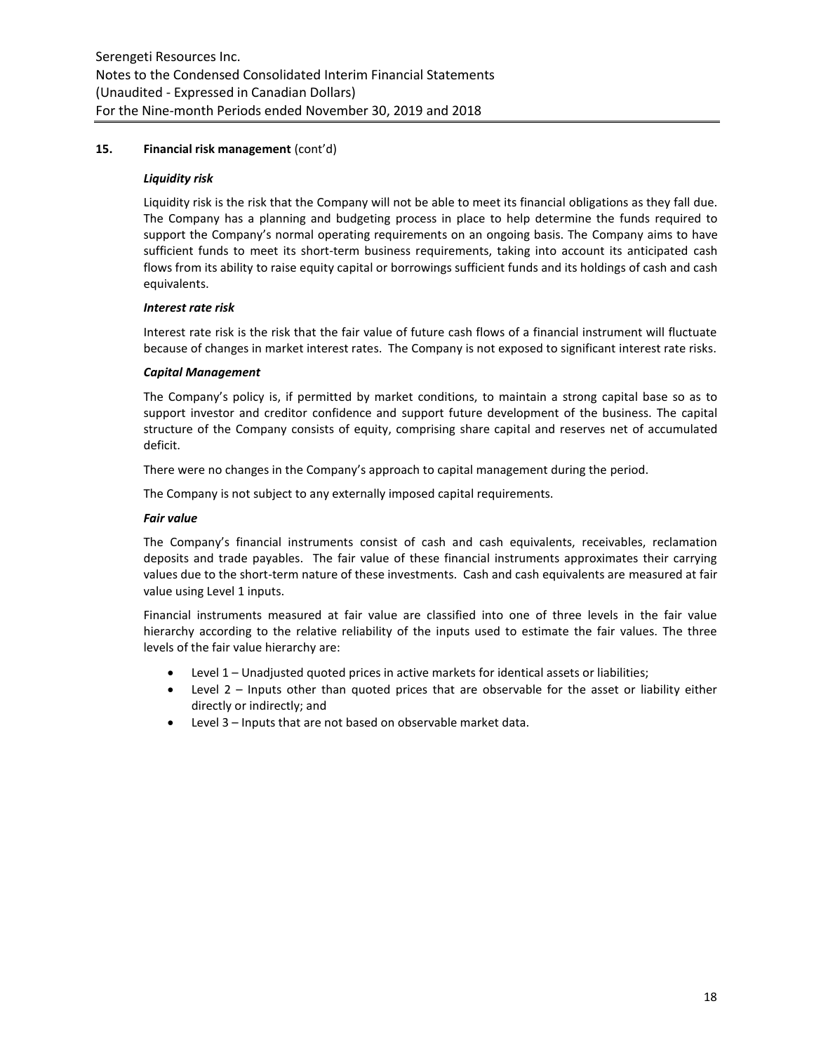## 15. Financial risk management (cont'd)

### *Liquidity risk*

Liquidity risk is the risk that the Company will not be able to meet its financial obligations as they fall due. The Company has a planning and budgeting process in place to help determine the funds required to support the Company's normal operating requirements on an ongoing basis. The Company aims to have sufficient funds to meet its short-term business requirements, taking into account its anticipated cash flows from its ability to raise equity capital or borrowings sufficient funds and its holdings of cash and cash equivalents.

### *Interest rate risk*

Interest rate risk is the risk that the fair value of future cash flows of a financial instrument will fluctuate because of changes in market interest rates. The Company is not exposed to significant interest rate risks.

### *Capital Management*

The Company's policy is, if permitted by market conditions, to maintain a strong capital base so as to support investor and creditor confidence and support future development of the business. The capital structure of the Company consists of equity, comprising share capital and reserves net of accumulated deficit.

There were no changes in the Company's approach to capital management during the period.

The Company is not subject to any externally imposed capital requirements.

### *Fair value*

The Company's financial instruments consist of cash and cash equivalents, receivables, reclamation deposits and trade payables. The fair value of these financial instruments approximates their carrying values due to the short-term nature of these investments. Cash and cash equivalents are measured at fair value using Level 1 inputs.

Financial instruments measured at fair value are classified into one of three levels in the fair value hierarchy according to the relative reliability of the inputs used to estimate the fair values. The three levels of the fair value hierarchy are:

- Level 1 – Unadjusted quoted prices in active markets for identical assets or liabilities;
- Level 2 – Inputs other than quoted prices that are observable for the asset or liability either directly or indirectly; and
- Level 3 – Inputs that are not based on observable market data.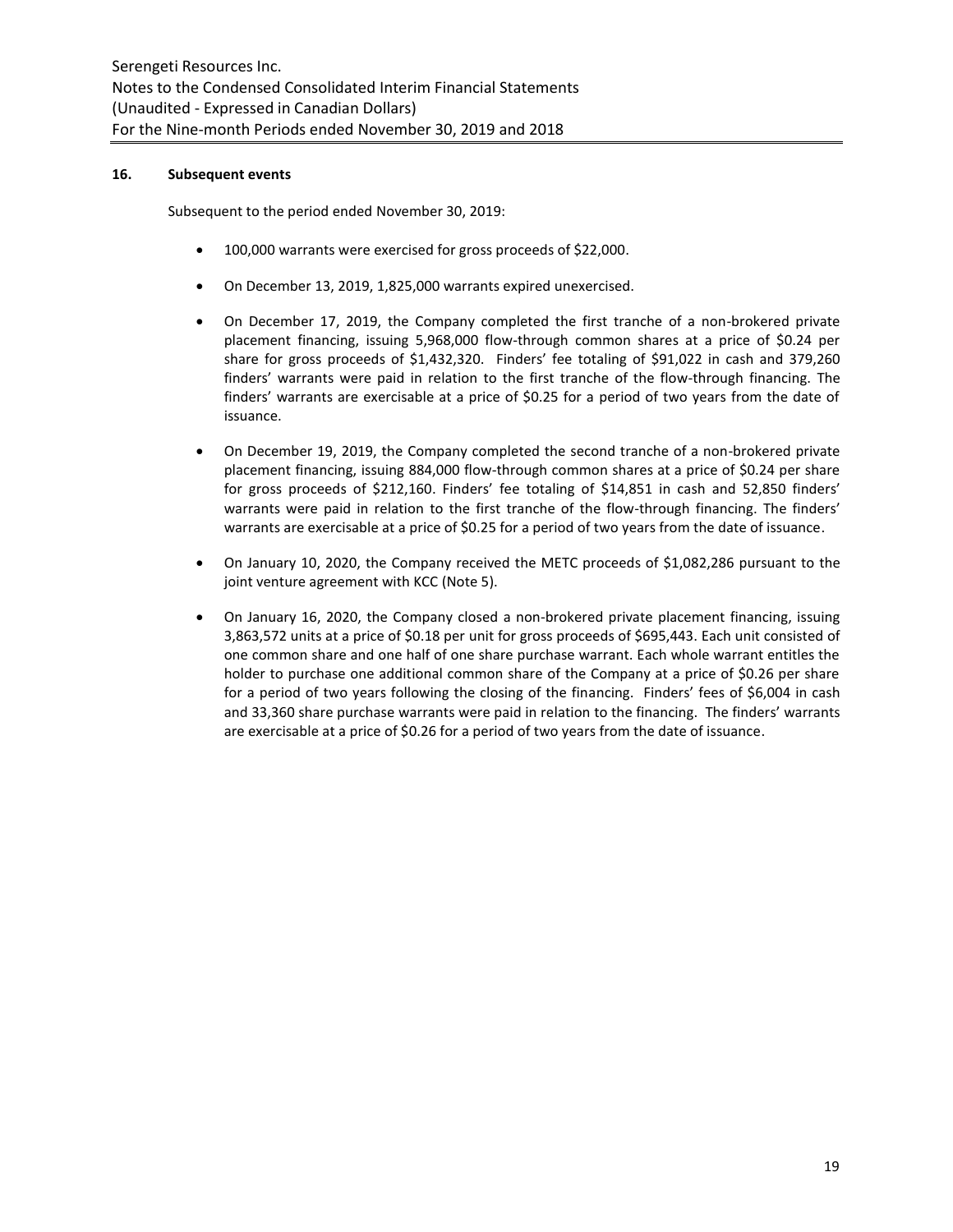## 16. Subsequent events

Subsequent to the period ended November 30, 2019:

- 100,000 warrants were exercised for gross proceeds of $22,000.
- On December 13, 2019, 1,825,000 warrants expired unexercised.
- On December 17, 2019, the Company completed the first tranche of a non-brokered private placement financing, issuing 5,968,000 flow-through common shares at a price of $0.24 per share for gross proceeds of $1,432,320. Finders' fee totaling of $91,022 in cash and 379,260 finders' warrants were paid in relation to the first tranche of the flow-through financing. The finders' warrants are exercisable at a price of $0.25 for a period of two years from the date of issuance.
- On December 19, 2019, the Company completed the second tranche of a non-brokered private placement financing, issuing 884,000 flow-through common shares at a price of $0.24 per share for gross proceeds of $212,160. Finders' fee totaling of $14,851 in cash and 52,850 finders' warrants were paid in relation to the first tranche of the flow-through financing. The finders' warrants are exercisable at a price of $0.25 for a period of two years from the date of issuance.
- On January 10, 2020, the Company received the METC proceeds of $1,082,286 pursuant to the joint venture agreement with KCC (Note 5).
- On January 16, 2020, the Company closed a non-brokered private placement financing, issuing 3,863,572 units at a price of $0.18 per unit for gross proceeds of $695,443. Each unit consisted of one common share and one half of one share purchase warrant. Each whole warrant entitles the holder to purchase one additional common share of the Company at a price of $0.26 per share for a period of two years following the closing of the financing. Finders' fees of $6,004 in cash and 33,360 share purchase warrants were paid in relation to the financing. The finders' warrants are exercisable at a price of $0.26 for a period of two years from the date of issuance.